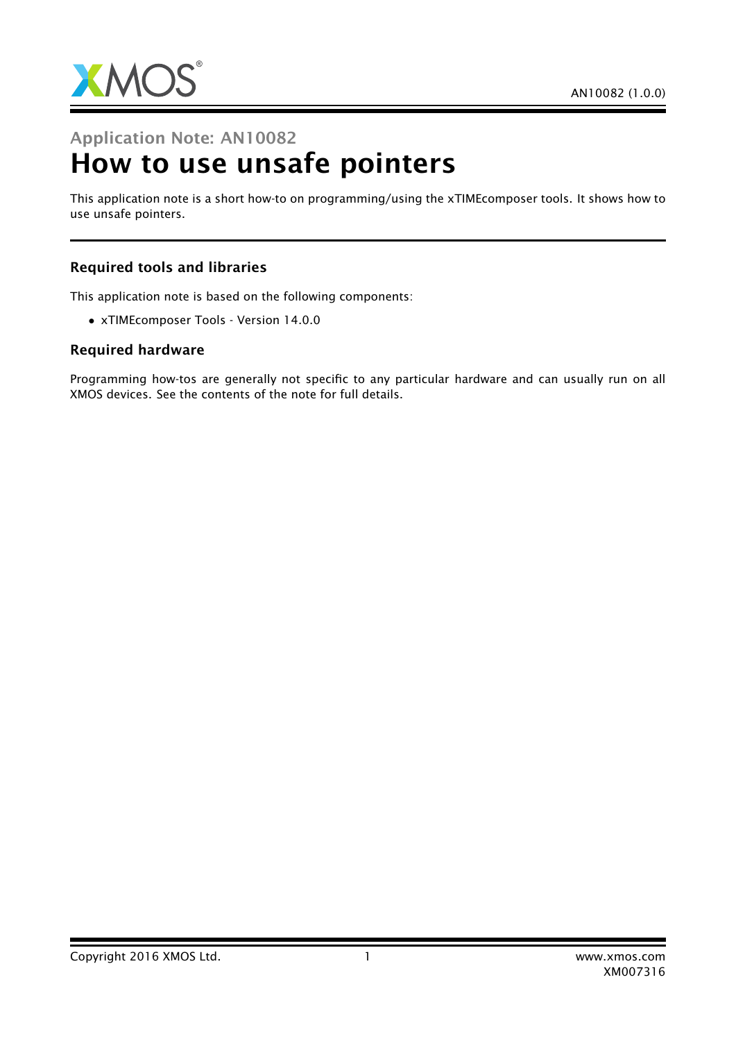Application Note: AN10082

# How to use unsafe pointers

This application note is a short how-to on programming/using the xTIMEcomposer tools. It shows how to use unsafe pointers.

### Required tools and libraries

This application note is based on the following components:

- xTIMEcomposer Tools - Version 14.0.0

### Required hardware

Programming how-tos are generally not specific to any particular hardware and can usually run on all XMOS devices. See the contents of the note for full details.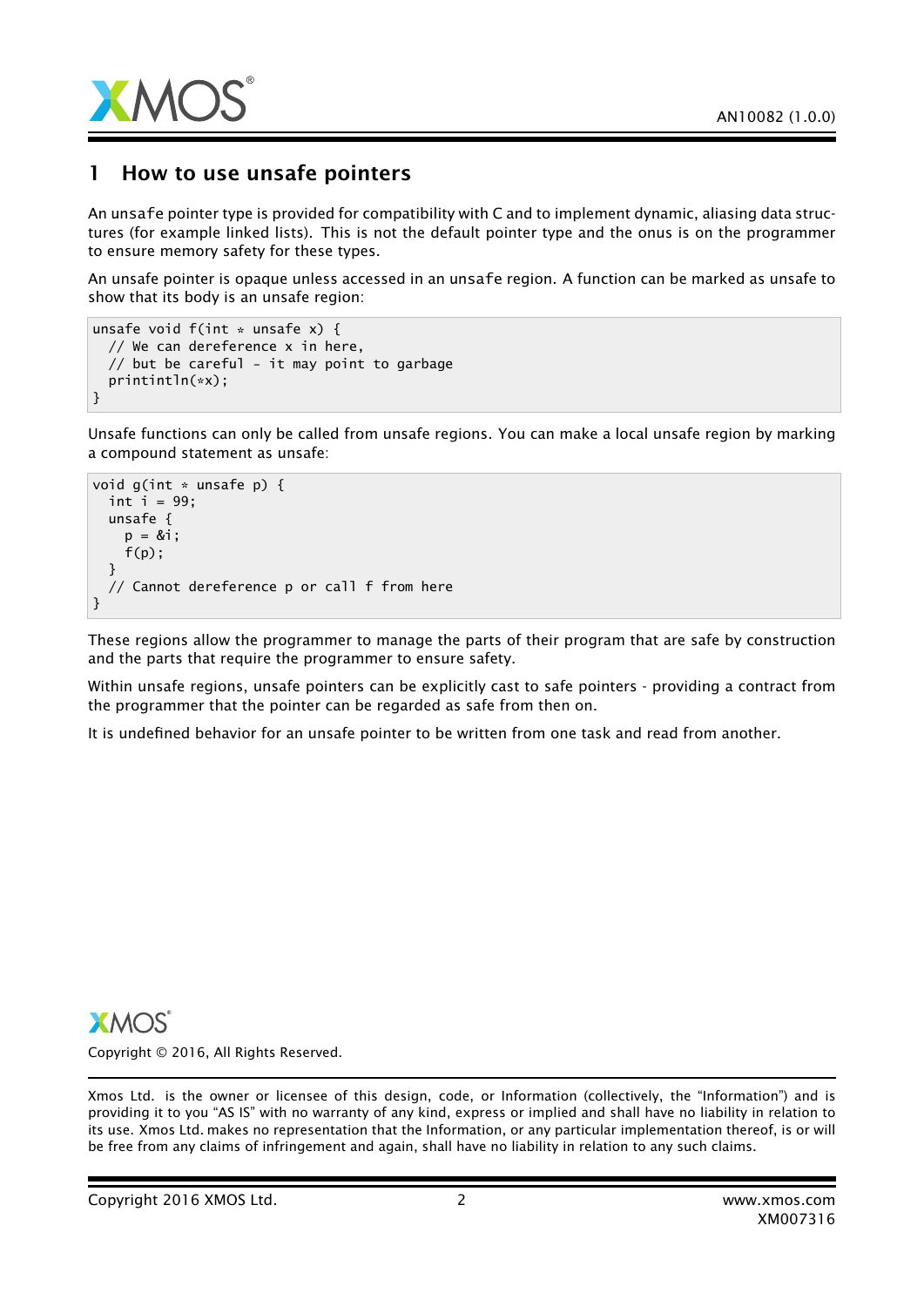# 1 How to use unsafe pointers

An `unsafe` pointer type is provided for compatibility with C and to implement dynamic, aliasing data structures (for example linked lists). This is not the default pointer type and the onus is on the programmer to ensure memory safety for these types.

An unsafe pointer is opaque unless accessed in an `unsafe` region. A function can be marked as unsafe to show that its body is an unsafe region:

```
unsafe void f(int * unsafe x) {
  // We can dereference x in here,
  // but be careful - it may point to garbage
  printintln(*x);
}
```

Unsafe functions can only be called from unsafe regions. You can make a local unsafe region by marking a compound statement as unsafe:

```
void g(int * unsafe p) {
  int i = 99;
  unsafe {
    p = &i;
    f(p);
  }
  // Cannot dereference p or call f from here
}
```

These regions allow the programmer to manage the parts of their program that are safe by construction and the parts that require the programmer to ensure safety.

Within unsafe regions, unsafe pointers can be explicitly cast to safe pointers - providing a contract from the programmer that the pointer can be regarded as safe from then on.

It is undefined behavior for an unsafe pointer to be written from one task and read from another.

Copyright © 2016, All Rights Reserved.

Xmos Ltd. is the owner or licensee of this design, code, or Information (collectively, the “Information”) and is providing it to you “AS IS” with no warranty of any kind, express or implied and shall have no liability in relation to its use. Xmos Ltd. makes no representation that the Information, or any particular implementation thereof, is or will be free from any claims of infringement and again, shall have no liability in relation to any such claims.